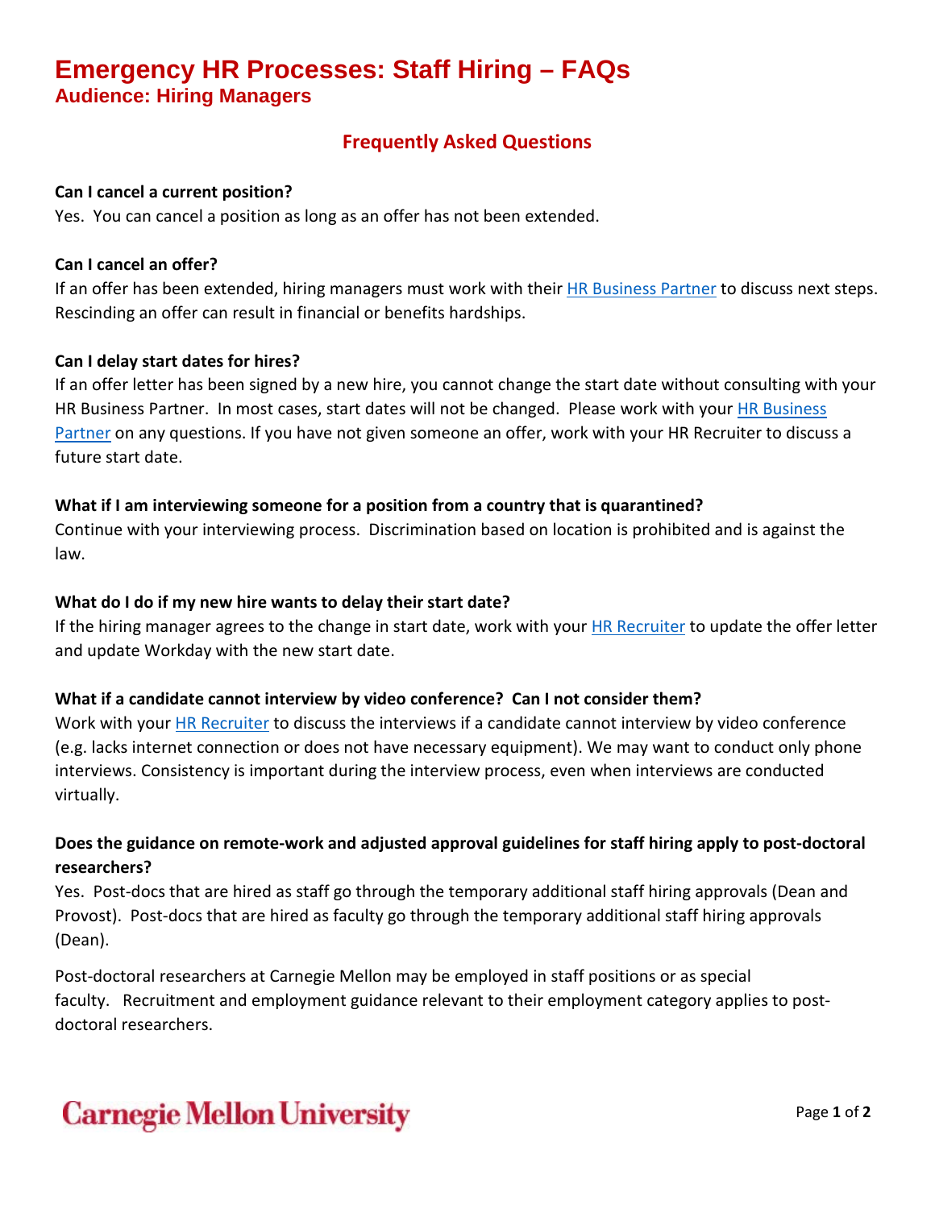# Emergency HR Processes: Staff Hiring – FAQs

## Audience: Hiring Managers

## Frequently Asked Questions

**Can I cancel a current position?**

Yes. You can cancel a position as long as an offer has not been extended.

**Can I cancel an offer?**

If an offer has been extended, hiring managers must work with their HR Business Partner to discuss next steps. Rescinding an offer can result in financial or benefits hardships.

**Can I delay start dates for hires?**

If an offer letter has been signed by a new hire, you cannot change the start date without consulting with your HR Business Partner. In most cases, start dates will not be changed. Please work with your HR Business Partner on any questions. If you have not given someone an offer, work with your HR Recruiter to discuss a future start date.

**What if I am interviewing someone for a position from a country that is quarantined?**

Continue with your interviewing process. Discrimination based on location is prohibited and is against the law.

**What do I do if my new hire wants to delay their start date?**

If the hiring manager agrees to the change in start date, work with your HR Recruiter to update the offer letter and update Workday with the new start date.

**What if a candidate cannot interview by video conference? Can I not consider them?**

Work with your HR Recruiter to discuss the interviews if a candidate cannot interview by video conference (e.g. lacks internet connection or does not have necessary equipment). We may want to conduct only phone interviews. Consistency is important during the interview process, even when interviews are conducted virtually.

**Does the guidance on remote-work and adjusted approval guidelines for staff hiring apply to post-doctoral researchers?**

Yes. Post-docs that are hired as staff go through the temporary additional staff hiring approvals (Dean and Provost). Post-docs that are hired as faculty go through the temporary additional staff hiring approvals (Dean).

Post-doctoral researchers at Carnegie Mellon may be employed in staff positions or as special faculty. Recruitment and employment guidance relevant to their employment category applies to post-doctoral researchers.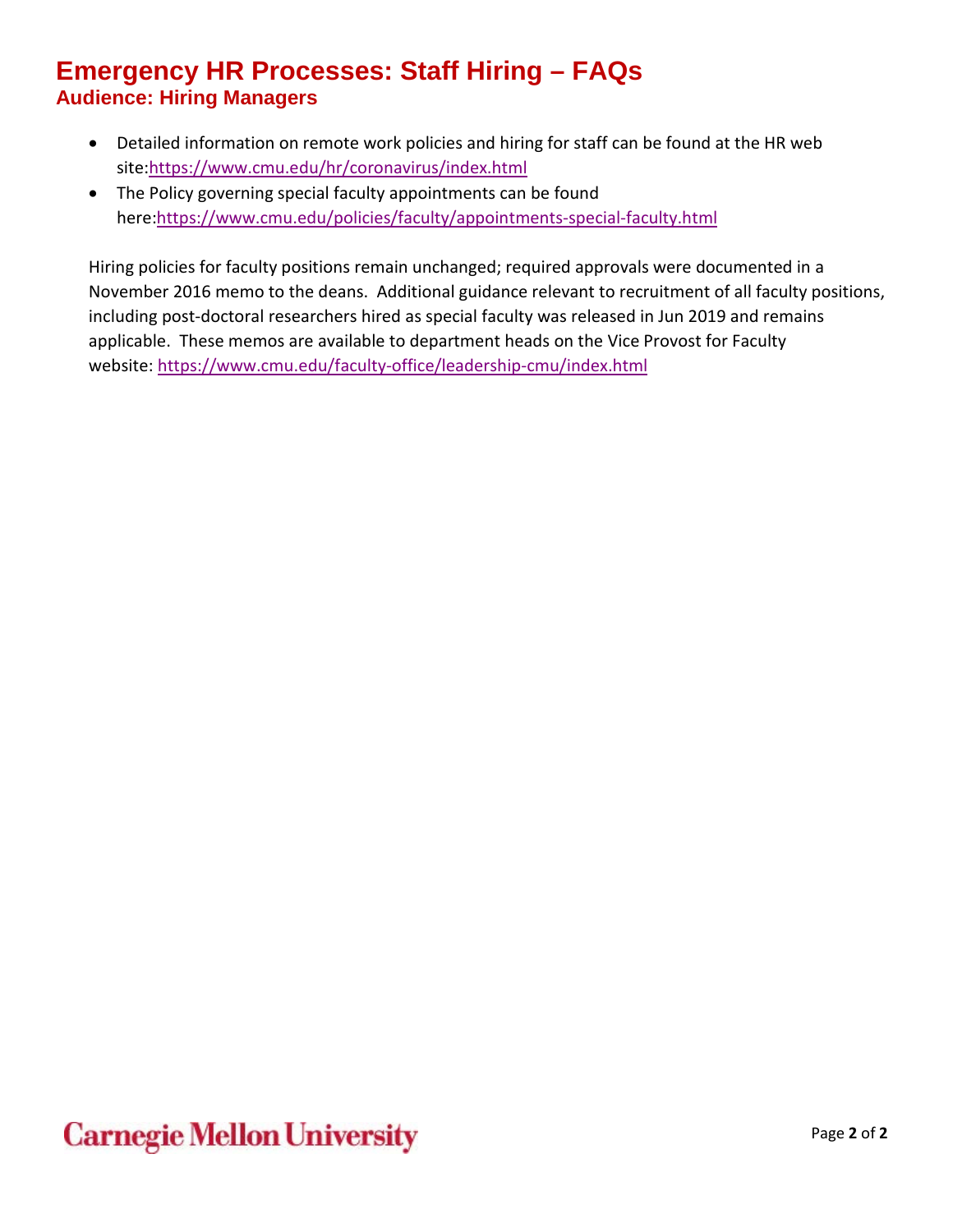# Emergency HR Processes: Staff Hiring – FAQs

## Audience: Hiring Managers

- Detailed information on remote work policies and hiring for staff can be found at the HR web site:https://www.cmu.edu/hr/coronavirus/index.html
- The Policy governing special faculty appointments can be found here:https://www.cmu.edu/policies/faculty/appointments-special-faculty.html

Hiring policies for faculty positions remain unchanged; required approvals were documented in a November 2016 memo to the deans. Additional guidance relevant to recruitment of all faculty positions, including post-doctoral researchers hired as special faculty was released in Jun 2019 and remains applicable. These memos are available to department heads on the Vice Provost for Faculty website: https://www.cmu.edu/faculty-office/leadership-cmu/index.html

Carnegie Mellon University